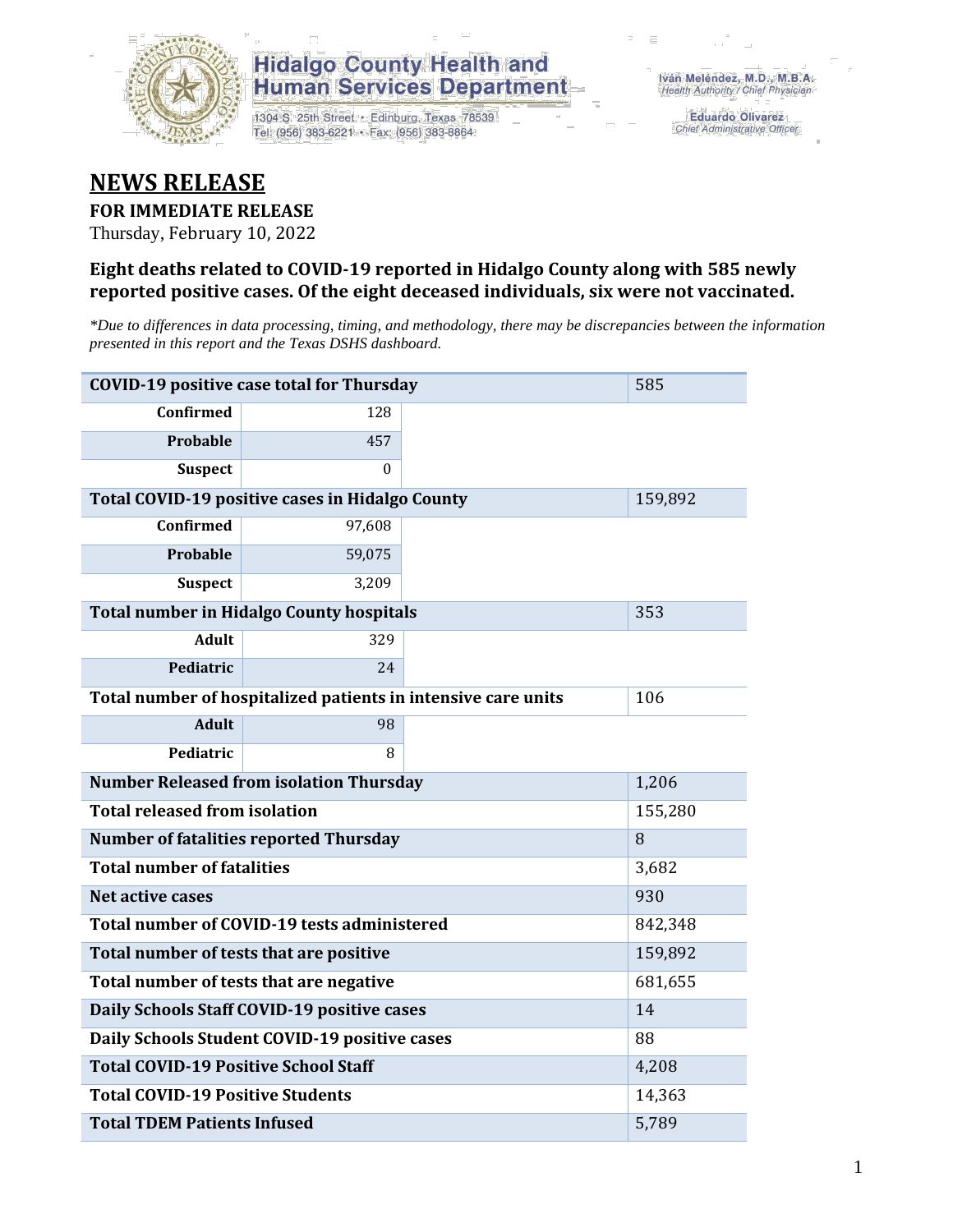**Hidalgo County Health and Human Services Department**

1304 S. 25th Street • Edinburg, Texas 78539
Tel: (956) 383-6221 • Fax: (956) 383-8864

Iván Meléndez, M.D., M.B.A.
*Health Authority / Chief Physician*

Eduardo Olivarez
*Chief Administrative Officer*

# NEWS RELEASE

**FOR IMMEDIATE RELEASE**

Thursday, February 10, 2022

### Eight deaths related to COVID-19 reported in Hidalgo County along with 585 newly reported positive cases. Of the eight deceased individuals, six were not vaccinated.

*\*Due to differences in data processing, timing, and methodology, there may be discrepancies between the information presented in this report and the Texas DSHS dashboard.*

| COVID-19 positive case total for Thursday | | | 585 |
|---|---|---|---|
| Confirmed | 128 | | |
| Probable | 457 | | |
| Suspect | 0 | | |
| **Total COVID-19 positive cases in Hidalgo County** | | | 159,892 |
| Confirmed | 97,608 | | |
| Probable | 59,075 | | |
| Suspect | 3,209 | | |
| **Total number in Hidalgo County hospitals** | | | 353 |
| Adult | 329 | | |
| Pediatric | 24 | | |
| **Total number of hospitalized patients in intensive care units** | | | 106 |
| Adult | 98 | | |
| Pediatric | 8 | | |
| **Number Released from isolation Thursday** | | | 1,206 |
| **Total released from isolation** | | | 155,280 |
| **Number of fatalities reported Thursday** | | | 8 |
| **Total number of fatalities** | | | 3,682 |
| **Net active cases** | | | 930 |
| **Total number of COVID-19 tests administered** | | | 842,348 |
| **Total number of tests that are positive** | | | 159,892 |
| **Total number of tests that are negative** | | | 681,655 |
| **Daily Schools Staff COVID-19 positive cases** | | | 14 |
| **Daily Schools Student COVID-19 positive cases** | | | 88 |
| **Total COVID-19 Positive School Staff** | | | 4,208 |
| **Total COVID-19 Positive Students** | | | 14,363 |
| **Total TDEM Patients Infused** | | | 5,789 |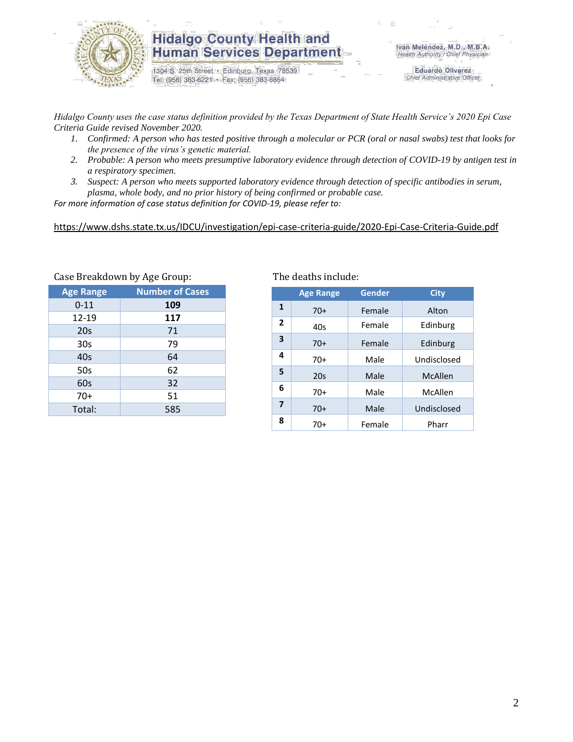# Hidalgo County Health and Human Services Department

1304 S. 25th Street • Edinburg, Texas 78539
Tel: (956) 383-6221 • Fax: (956) 383-8864

Iván Meléndez, M.D., M.B.A.
*Health Authority / Chief Physician*

Eduardo Olivarez
*Chief Administrative Officer*

*Hidalgo County uses the case status definition provided by the Texas Department of State Health Service's 2020 Epi Case Criteria Guide revised November 2020.*

1. *Confirmed: A person who has tested positive through a molecular or PCR (oral or nasal swabs) test that looks for the presence of the virus's genetic material.*
2. *Probable: A person who meets presumptive laboratory evidence through detection of COVID-19 by antigen test in a respiratory specimen.*
3. *Suspect: A person who meets supported laboratory evidence through detection of specific antibodies in serum, plasma, whole body, and no prior history of being confirmed or probable case.*

*For more information of case status definition for COVID-19, please refer to:*

https://www.dshs.state.tx.us/IDCU/investigation/epi-case-criteria-guide/2020-Epi-Case-Criteria-Guide.pdf

Case Breakdown by Age Group:

| Age Range | Number of Cases |
|---|---|
| 0-11 | **109** |
| 12-19 | **117** |
| 20s | 71 |
| 30s | 79 |
| 40s | 64 |
| 50s | 62 |
| 60s | 32 |
| 70+ | 51 |
| Total: | 585 |

The deaths include:

| | Age Range | Gender | City |
|---|---|---|---|
| **1** | 70+ | Female | Alton |
| **2** | 40s | Female | Edinburg |
| **3** | 70+ | Female | Edinburg |
| **4** | 70+ | Male | Undisclosed |
| **5** | 20s | Male | McAllen |
| **6** | 70+ | Male | McAllen |
| **7** | 70+ | Male | Undisclosed |
| **8** | 70+ | Female | Pharr |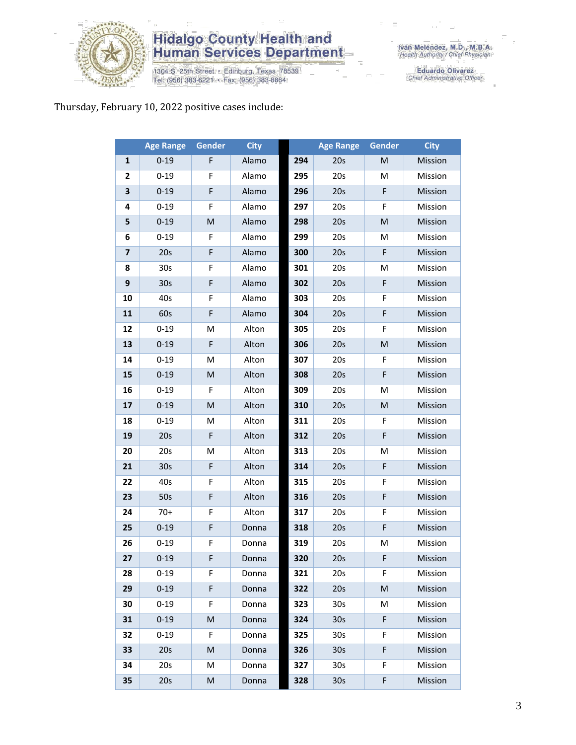Hidalgo County Health and Human Services Department
1304 S. 25th Street • Edinburg, Texas 78539
Tel: (956) 383-6221 • Fax: (956) 383-8864

Iván Meléndez, M.D., M.B.A.
Health Authority / Chief Physician

Eduardo Olivarez
Chief Administrative Officer

Thursday, February 10, 2022 positive cases include:

| | Age Range | Gender | City | | Age Range | Gender | City |
|---|---|---|---|---|---|---|---|
| **1** | 0-19 | F | Alamo | **294** | 20s | M | Mission |
| **2** | 0-19 | F | Alamo | **295** | 20s | M | Mission |
| **3** | 0-19 | F | Alamo | **296** | 20s | F | Mission |
| **4** | 0-19 | F | Alamo | **297** | 20s | F | Mission |
| **5** | 0-19 | M | Alamo | **298** | 20s | M | Mission |
| **6** | 0-19 | F | Alamo | **299** | 20s | M | Mission |
| **7** | 20s | F | Alamo | **300** | 20s | F | Mission |
| **8** | 30s | F | Alamo | **301** | 20s | M | Mission |
| **9** | 30s | F | Alamo | **302** | 20s | F | Mission |
| **10** | 40s | F | Alamo | **303** | 20s | F | Mission |
| **11** | 60s | F | Alamo | **304** | 20s | F | Mission |
| **12** | 0-19 | M | Alton | **305** | 20s | F | Mission |
| **13** | 0-19 | F | Alton | **306** | 20s | M | Mission |
| **14** | 0-19 | M | Alton | **307** | 20s | F | Mission |
| **15** | 0-19 | M | Alton | **308** | 20s | F | Mission |
| **16** | 0-19 | F | Alton | **309** | 20s | M | Mission |
| **17** | 0-19 | M | Alton | **310** | 20s | M | Mission |
| **18** | 0-19 | M | Alton | **311** | 20s | F | Mission |
| **19** | 20s | F | Alton | **312** | 20s | F | Mission |
| **20** | 20s | M | Alton | **313** | 20s | M | Mission |
| **21** | 30s | F | Alton | **314** | 20s | F | Mission |
| **22** | 40s | F | Alton | **315** | 20s | F | Mission |
| **23** | 50s | F | Alton | **316** | 20s | F | Mission |
| **24** | 70+ | F | Alton | **317** | 20s | F | Mission |
| **25** | 0-19 | F | Donna | **318** | 20s | F | Mission |
| **26** | 0-19 | F | Donna | **319** | 20s | M | Mission |
| **27** | 0-19 | F | Donna | **320** | 20s | F | Mission |
| **28** | 0-19 | F | Donna | **321** | 20s | F | Mission |
| **29** | 0-19 | F | Donna | **322** | 20s | M | Mission |
| **30** | 0-19 | F | Donna | **323** | 30s | M | Mission |
| **31** | 0-19 | M | Donna | **324** | 30s | F | Mission |
| **32** | 0-19 | F | Donna | **325** | 30s | F | Mission |
| **33** | 20s | M | Donna | **326** | 30s | F | Mission |
| **34** | 20s | M | Donna | **327** | 30s | F | Mission |
| **35** | 20s | M | Donna | **328** | 30s | F | Mission |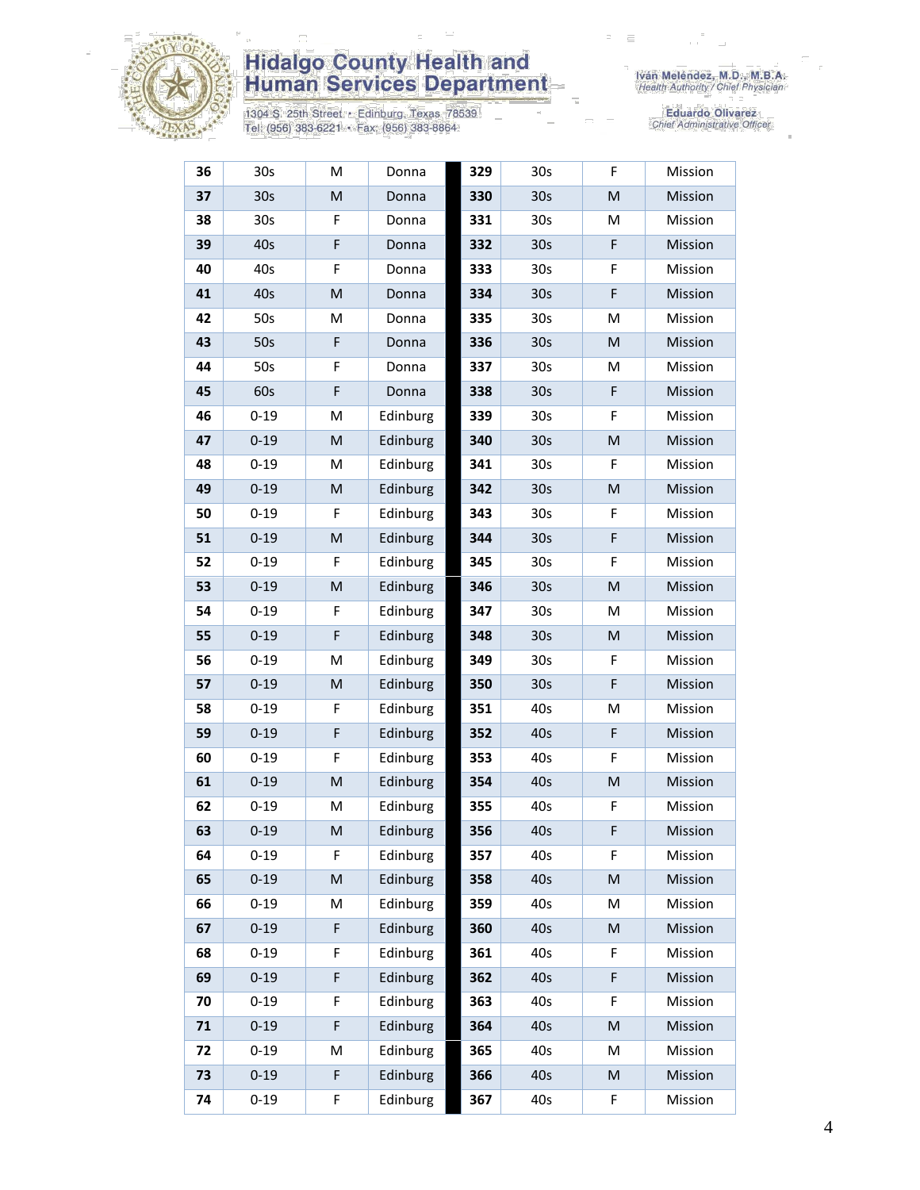# Hidalgo County Health and Human Services Department

1304 S. 25th Street • Edinburg, Texas 78539
Tel: (956) 383-6221 • Fax: (956) 383-8864

Iván Meléndez, M.D., M.B.A.
*Health Authority / Chief Physician*

Eduardo Olivarez
*Chief Administrative Officer*

| | | | | | | | |
|---|---|---|---|---|---|---|---|
| **36** | 30s | M | Donna | **329** | 30s | F | Mission |
| **37** | 30s | M | Donna | **330** | 30s | M | Mission |
| **38** | 30s | F | Donna | **331** | 30s | M | Mission |
| **39** | 40s | F | Donna | **332** | 30s | F | Mission |
| **40** | 40s | F | Donna | **333** | 30s | F | Mission |
| **41** | 40s | M | Donna | **334** | 30s | F | Mission |
| **42** | 50s | M | Donna | **335** | 30s | M | Mission |
| **43** | 50s | F | Donna | **336** | 30s | M | Mission |
| **44** | 50s | F | Donna | **337** | 30s | M | Mission |
| **45** | 60s | F | Donna | **338** | 30s | F | Mission |
| **46** | 0-19 | M | Edinburg | **339** | 30s | F | Mission |
| **47** | 0-19 | M | Edinburg | **340** | 30s | M | Mission |
| **48** | 0-19 | M | Edinburg | **341** | 30s | F | Mission |
| **49** | 0-19 | M | Edinburg | **342** | 30s | M | Mission |
| **50** | 0-19 | F | Edinburg | **343** | 30s | F | Mission |
| **51** | 0-19 | M | Edinburg | **344** | 30s | F | Mission |
| **52** | 0-19 | F | Edinburg | **345** | 30s | F | Mission |
| **53** | 0-19 | M | Edinburg | **346** | 30s | M | Mission |
| **54** | 0-19 | F | Edinburg | **347** | 30s | M | Mission |
| **55** | 0-19 | F | Edinburg | **348** | 30s | M | Mission |
| **56** | 0-19 | M | Edinburg | **349** | 30s | F | Mission |
| **57** | 0-19 | M | Edinburg | **350** | 30s | F | Mission |
| **58** | 0-19 | F | Edinburg | **351** | 40s | M | Mission |
| **59** | 0-19 | F | Edinburg | **352** | 40s | F | Mission |
| **60** | 0-19 | F | Edinburg | **353** | 40s | F | Mission |
| **61** | 0-19 | M | Edinburg | **354** | 40s | M | Mission |
| **62** | 0-19 | M | Edinburg | **355** | 40s | F | Mission |
| **63** | 0-19 | M | Edinburg | **356** | 40s | F | Mission |
| **64** | 0-19 | F | Edinburg | **357** | 40s | F | Mission |
| **65** | 0-19 | M | Edinburg | **358** | 40s | M | Mission |
| **66** | 0-19 | M | Edinburg | **359** | 40s | M | Mission |
| **67** | 0-19 | F | Edinburg | **360** | 40s | M | Mission |
| **68** | 0-19 | F | Edinburg | **361** | 40s | F | Mission |
| **69** | 0-19 | F | Edinburg | **362** | 40s | F | Mission |
| **70** | 0-19 | F | Edinburg | **363** | 40s | F | Mission |
| **71** | 0-19 | F | Edinburg | **364** | 40s | M | Mission |
| **72** | 0-19 | M | Edinburg | **365** | 40s | M | Mission |
| **73** | 0-19 | F | Edinburg | **366** | 40s | M | Mission |
| **74** | 0-19 | F | Edinburg | **367** | 40s | F | Mission |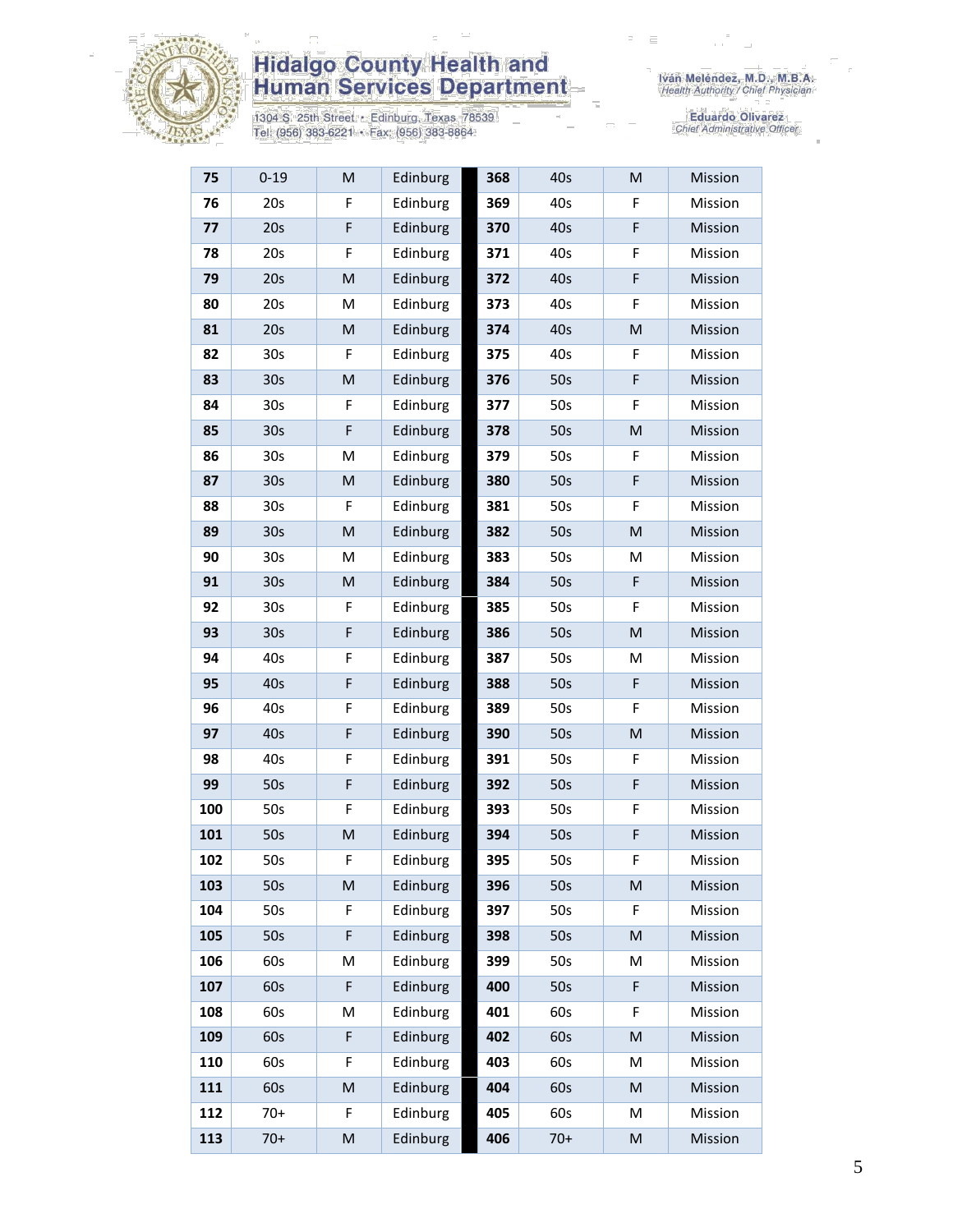# Hidalgo County Health and Human Services Department

1304 S. 25th Street • Edinburg, Texas 78539
Tel: (956) 383-6221 • Fax: (956) 383-8864

Iván Meléndez, M.D., M.B.A.
*Health Authority / Chief Physician*

Eduardo Olivarez
*Chief Administrative Officer*

| | | | | | | | |
|---|---|---|---|---|---|---|---|
| **75** | 0-19 | M | Edinburg | **368** | 40s | M | Mission |
| **76** | 20s | F | Edinburg | **369** | 40s | F | Mission |
| **77** | 20s | F | Edinburg | **370** | 40s | F | Mission |
| **78** | 20s | F | Edinburg | **371** | 40s | F | Mission |
| **79** | 20s | M | Edinburg | **372** | 40s | F | Mission |
| **80** | 20s | M | Edinburg | **373** | 40s | F | Mission |
| **81** | 20s | M | Edinburg | **374** | 40s | M | Mission |
| **82** | 30s | F | Edinburg | **375** | 40s | F | Mission |
| **83** | 30s | M | Edinburg | **376** | 50s | F | Mission |
| **84** | 30s | F | Edinburg | **377** | 50s | F | Mission |
| **85** | 30s | F | Edinburg | **378** | 50s | M | Mission |
| **86** | 30s | M | Edinburg | **379** | 50s | F | Mission |
| **87** | 30s | M | Edinburg | **380** | 50s | F | Mission |
| **88** | 30s | F | Edinburg | **381** | 50s | F | Mission |
| **89** | 30s | M | Edinburg | **382** | 50s | M | Mission |
| **90** | 30s | M | Edinburg | **383** | 50s | M | Mission |
| **91** | 30s | M | Edinburg | **384** | 50s | F | Mission |
| **92** | 30s | F | Edinburg | **385** | 50s | F | Mission |
| **93** | 30s | F | Edinburg | **386** | 50s | M | Mission |
| **94** | 40s | F | Edinburg | **387** | 50s | M | Mission |
| **95** | 40s | F | Edinburg | **388** | 50s | F | Mission |
| **96** | 40s | F | Edinburg | **389** | 50s | F | Mission |
| **97** | 40s | F | Edinburg | **390** | 50s | M | Mission |
| **98** | 40s | F | Edinburg | **391** | 50s | F | Mission |
| **99** | 50s | F | Edinburg | **392** | 50s | F | Mission |
| **100** | 50s | F | Edinburg | **393** | 50s | F | Mission |
| **101** | 50s | M | Edinburg | **394** | 50s | F | Mission |
| **102** | 50s | F | Edinburg | **395** | 50s | F | Mission |
| **103** | 50s | M | Edinburg | **396** | 50s | M | Mission |
| **104** | 50s | F | Edinburg | **397** | 50s | F | Mission |
| **105** | 50s | F | Edinburg | **398** | 50s | M | Mission |
| **106** | 60s | M | Edinburg | **399** | 50s | M | Mission |
| **107** | 60s | F | Edinburg | **400** | 50s | F | Mission |
| **108** | 60s | M | Edinburg | **401** | 60s | F | Mission |
| **109** | 60s | F | Edinburg | **402** | 60s | M | Mission |
| **110** | 60s | F | Edinburg | **403** | 60s | M | Mission |
| **111** | 60s | M | Edinburg | **404** | 60s | M | Mission |
| **112** | 70+ | F | Edinburg | **405** | 60s | M | Mission |
| **113** | 70+ | M | Edinburg | **406** | 70+ | M | Mission |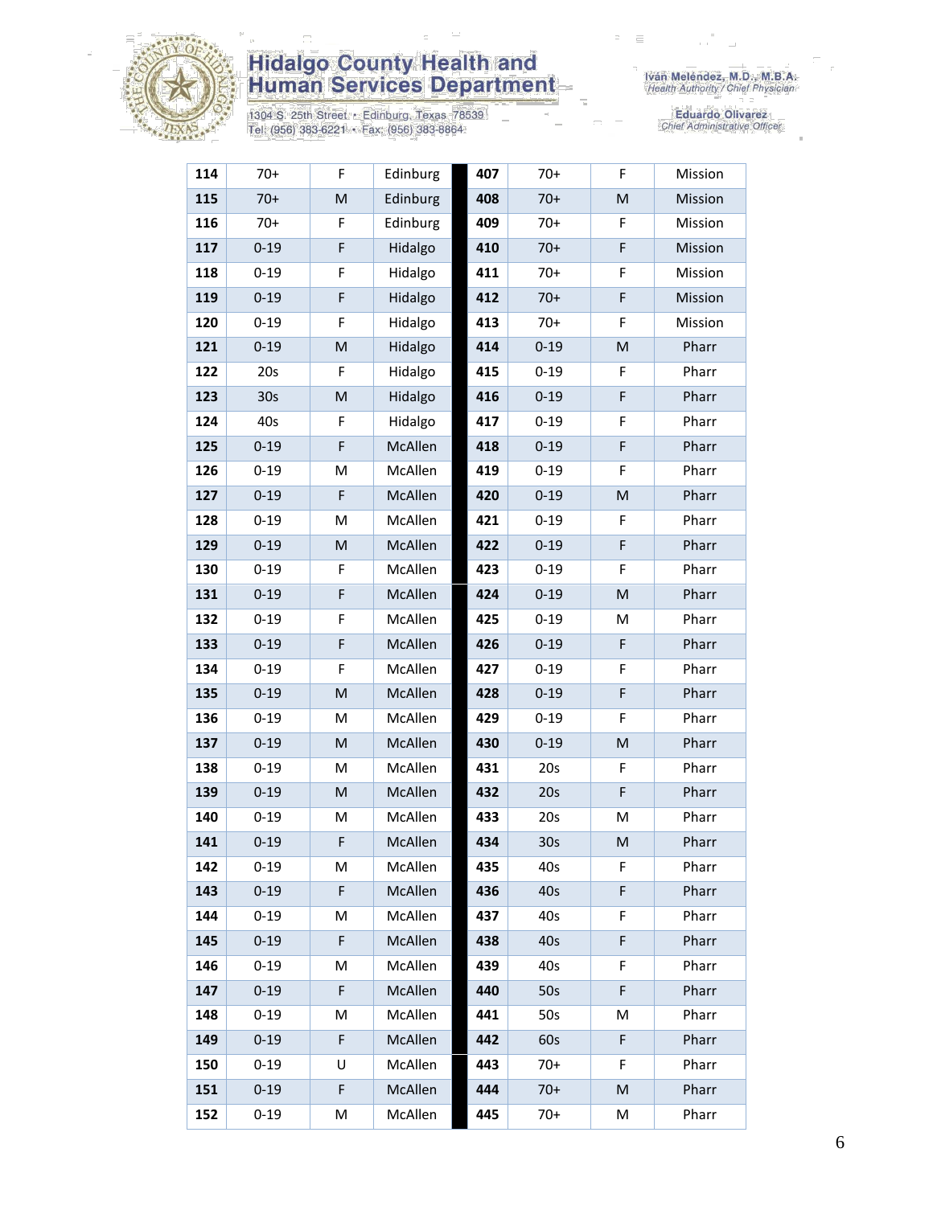| 114 | 70+ | F | Edinburg | 407 | 70+ | F | Mission |
|---|---|---|---|---|---|---|---|
| 115 | 70+ | M | Edinburg | 408 | 70+ | M | Mission |
| 116 | 70+ | F | Edinburg | 409 | 70+ | F | Mission |
| 117 | 0-19 | F | Hidalgo | 410 | 70+ | F | Mission |
| 118 | 0-19 | F | Hidalgo | 411 | 70+ | F | Mission |
| 119 | 0-19 | F | Hidalgo | 412 | 70+ | F | Mission |
| 120 | 0-19 | F | Hidalgo | 413 | 70+ | F | Mission |
| 121 | 0-19 | M | Hidalgo | 414 | 0-19 | M | Pharr |
| 122 | 20s | F | Hidalgo | 415 | 0-19 | F | Pharr |
| 123 | 30s | M | Hidalgo | 416 | 0-19 | F | Pharr |
| 124 | 40s | F | Hidalgo | 417 | 0-19 | F | Pharr |
| 125 | 0-19 | F | McAllen | 418 | 0-19 | F | Pharr |
| 126 | 0-19 | M | McAllen | 419 | 0-19 | F | Pharr |
| 127 | 0-19 | F | McAllen | 420 | 0-19 | M | Pharr |
| 128 | 0-19 | M | McAllen | 421 | 0-19 | F | Pharr |
| 129 | 0-19 | M | McAllen | 422 | 0-19 | F | Pharr |
| 130 | 0-19 | F | McAllen | 423 | 0-19 | F | Pharr |
| 131 | 0-19 | F | McAllen | 424 | 0-19 | M | Pharr |
| 132 | 0-19 | F | McAllen | 425 | 0-19 | M | Pharr |
| 133 | 0-19 | F | McAllen | 426 | 0-19 | F | Pharr |
| 134 | 0-19 | F | McAllen | 427 | 0-19 | F | Pharr |
| 135 | 0-19 | M | McAllen | 428 | 0-19 | F | Pharr |
| 136 | 0-19 | M | McAllen | 429 | 0-19 | F | Pharr |
| 137 | 0-19 | M | McAllen | 430 | 0-19 | M | Pharr |
| 138 | 0-19 | M | McAllen | 431 | 20s | F | Pharr |
| 139 | 0-19 | M | McAllen | 432 | 20s | F | Pharr |
| 140 | 0-19 | M | McAllen | 433 | 20s | M | Pharr |
| 141 | 0-19 | F | McAllen | 434 | 30s | M | Pharr |
| 142 | 0-19 | M | McAllen | 435 | 40s | F | Pharr |
| 143 | 0-19 | F | McAllen | 436 | 40s | F | Pharr |
| 144 | 0-19 | M | McAllen | 437 | 40s | F | Pharr |
| 145 | 0-19 | F | McAllen | 438 | 40s | F | Pharr |
| 146 | 0-19 | M | McAllen | 439 | 40s | F | Pharr |
| 147 | 0-19 | F | McAllen | 440 | 50s | F | Pharr |
| 148 | 0-19 | M | McAllen | 441 | 50s | M | Pharr |
| 149 | 0-19 | F | McAllen | 442 | 60s | F | Pharr |
| 150 | 0-19 | U | McAllen | 443 | 70+ | F | Pharr |
| 151 | 0-19 | F | McAllen | 444 | 70+ | M | Pharr |
| 152 | 0-19 | M | McAllen | 445 | 70+ | M | Pharr |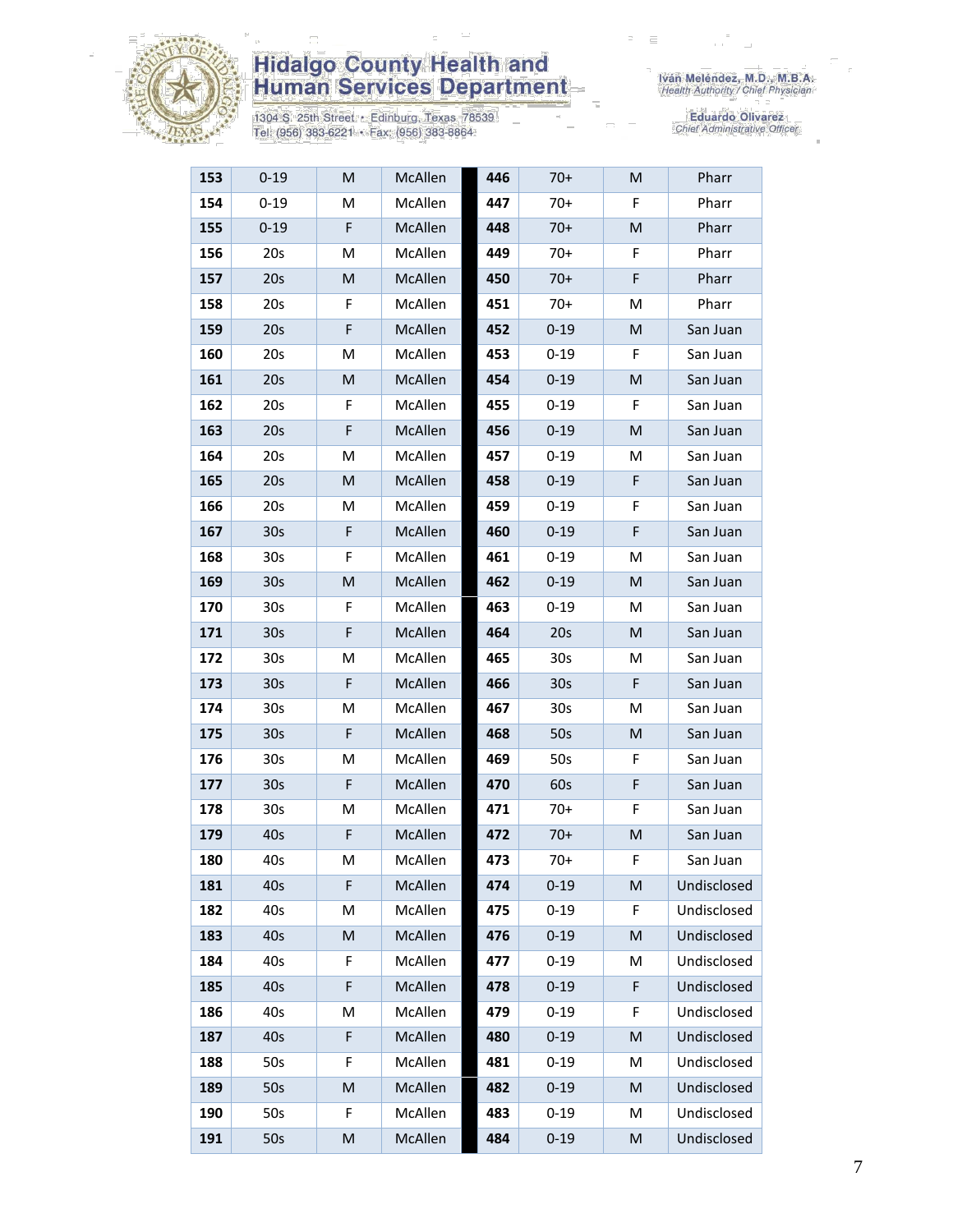| | | | | | | | | |
|---|---|---|---|---|---|---|---|---|
| 153 | 0-19 | M | McAllen | | 446 | 70+ | M | Pharr |
| 154 | 0-19 | M | McAllen | | 447 | 70+ | F | Pharr |
| 155 | 0-19 | F | McAllen | | 448 | 70+ | M | Pharr |
| 156 | 20s | M | McAllen | | 449 | 70+ | F | Pharr |
| 157 | 20s | M | McAllen | | 450 | 70+ | F | Pharr |
| 158 | 20s | F | McAllen | | 451 | 70+ | M | Pharr |
| 159 | 20s | F | McAllen | | 452 | 0-19 | M | San Juan |
| 160 | 20s | M | McAllen | | 453 | 0-19 | F | San Juan |
| 161 | 20s | M | McAllen | | 454 | 0-19 | M | San Juan |
| 162 | 20s | F | McAllen | | 455 | 0-19 | F | San Juan |
| 163 | 20s | F | McAllen | | 456 | 0-19 | M | San Juan |
| 164 | 20s | M | McAllen | | 457 | 0-19 | M | San Juan |
| 165 | 20s | M | McAllen | | 458 | 0-19 | F | San Juan |
| 166 | 20s | M | McAllen | | 459 | 0-19 | F | San Juan |
| 167 | 30s | F | McAllen | | 460 | 0-19 | F | San Juan |
| 168 | 30s | F | McAllen | | 461 | 0-19 | M | San Juan |
| 169 | 30s | M | McAllen | | 462 | 0-19 | M | San Juan |
| 170 | 30s | F | McAllen | | 463 | 0-19 | M | San Juan |
| 171 | 30s | F | McAllen | | 464 | 20s | M | San Juan |
| 172 | 30s | M | McAllen | | 465 | 30s | M | San Juan |
| 173 | 30s | F | McAllen | | 466 | 30s | F | San Juan |
| 174 | 30s | M | McAllen | | 467 | 30s | M | San Juan |
| 175 | 30s | F | McAllen | | 468 | 50s | M | San Juan |
| 176 | 30s | M | McAllen | | 469 | 50s | F | San Juan |
| 177 | 30s | F | McAllen | | 470 | 60s | F | San Juan |
| 178 | 30s | M | McAllen | | 471 | 70+ | F | San Juan |
| 179 | 40s | F | McAllen | | 472 | 70+ | M | San Juan |
| 180 | 40s | M | McAllen | | 473 | 70+ | F | San Juan |
| 181 | 40s | F | McAllen | | 474 | 0-19 | M | Undisclosed |
| 182 | 40s | M | McAllen | | 475 | 0-19 | F | Undisclosed |
| 183 | 40s | M | McAllen | | 476 | 0-19 | M | Undisclosed |
| 184 | 40s | F | McAllen | | 477 | 0-19 | M | Undisclosed |
| 185 | 40s | F | McAllen | | 478 | 0-19 | F | Undisclosed |
| 186 | 40s | M | McAllen | | 479 | 0-19 | F | Undisclosed |
| 187 | 40s | F | McAllen | | 480 | 0-19 | M | Undisclosed |
| 188 | 50s | F | McAllen | | 481 | 0-19 | M | Undisclosed |
| 189 | 50s | M | McAllen | | 482 | 0-19 | M | Undisclosed |
| 190 | 50s | F | McAllen | | 483 | 0-19 | M | Undisclosed |
| 191 | 50s | M | McAllen | | 484 | 0-19 | M | Undisclosed |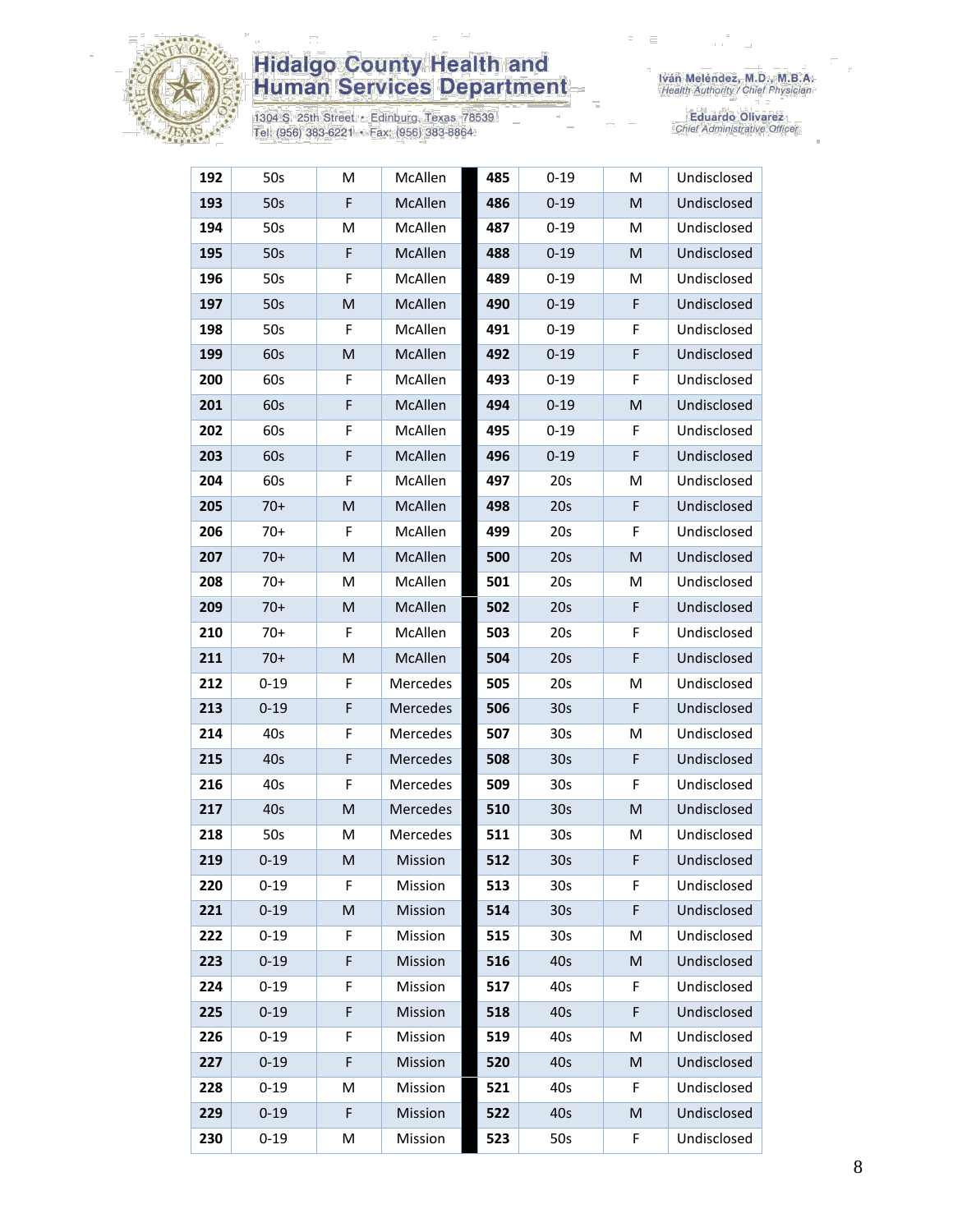# Hidalgo County Health and Human Services Department

1304 S. 25th Street • Edinburg, Texas 78539
Tel: (956) 383-6221 • Fax: (956) 383-8864

Iván Meléndez, M.D., M.B.A.
*Health Authority / Chief Physician*

Eduardo Olivarez
*Chief Administrative Officer*

| | | | | | | | |
|---|---|---|---|---|---|---|---|
| **192** | 50s | M | McAllen | **485** | 0-19 | M | Undisclosed |
| **193** | 50s | F | McAllen | **486** | 0-19 | M | Undisclosed |
| **194** | 50s | M | McAllen | **487** | 0-19 | M | Undisclosed |
| **195** | 50s | F | McAllen | **488** | 0-19 | M | Undisclosed |
| **196** | 50s | F | McAllen | **489** | 0-19 | M | Undisclosed |
| **197** | 50s | M | McAllen | **490** | 0-19 | F | Undisclosed |
| **198** | 50s | F | McAllen | **491** | 0-19 | F | Undisclosed |
| **199** | 60s | M | McAllen | **492** | 0-19 | F | Undisclosed |
| **200** | 60s | F | McAllen | **493** | 0-19 | F | Undisclosed |
| **201** | 60s | F | McAllen | **494** | 0-19 | M | Undisclosed |
| **202** | 60s | F | McAllen | **495** | 0-19 | F | Undisclosed |
| **203** | 60s | F | McAllen | **496** | 0-19 | F | Undisclosed |
| **204** | 60s | F | McAllen | **497** | 20s | M | Undisclosed |
| **205** | 70+ | M | McAllen | **498** | 20s | F | Undisclosed |
| **206** | 70+ | F | McAllen | **499** | 20s | F | Undisclosed |
| **207** | 70+ | M | McAllen | **500** | 20s | M | Undisclosed |
| **208** | 70+ | M | McAllen | **501** | 20s | M | Undisclosed |
| **209** | 70+ | M | McAllen | **502** | 20s | F | Undisclosed |
| **210** | 70+ | F | McAllen | **503** | 20s | F | Undisclosed |
| **211** | 70+ | M | McAllen | **504** | 20s | F | Undisclosed |
| **212** | 0-19 | F | Mercedes | **505** | 20s | M | Undisclosed |
| **213** | 0-19 | F | Mercedes | **506** | 30s | F | Undisclosed |
| **214** | 40s | F | Mercedes | **507** | 30s | M | Undisclosed |
| **215** | 40s | F | Mercedes | **508** | 30s | F | Undisclosed |
| **216** | 40s | F | Mercedes | **509** | 30s | F | Undisclosed |
| **217** | 40s | M | Mercedes | **510** | 30s | M | Undisclosed |
| **218** | 50s | M | Mercedes | **511** | 30s | M | Undisclosed |
| **219** | 0-19 | M | Mission | **512** | 30s | F | Undisclosed |
| **220** | 0-19 | F | Mission | **513** | 30s | F | Undisclosed |
| **221** | 0-19 | M | Mission | **514** | 30s | F | Undisclosed |
| **222** | 0-19 | F | Mission | **515** | 30s | M | Undisclosed |
| **223** | 0-19 | F | Mission | **516** | 40s | M | Undisclosed |
| **224** | 0-19 | F | Mission | **517** | 40s | F | Undisclosed |
| **225** | 0-19 | F | Mission | **518** | 40s | F | Undisclosed |
| **226** | 0-19 | F | Mission | **519** | 40s | M | Undisclosed |
| **227** | 0-19 | F | Mission | **520** | 40s | M | Undisclosed |
| **228** | 0-19 | M | Mission | **521** | 40s | F | Undisclosed |
| **229** | 0-19 | F | Mission | **522** | 40s | M | Undisclosed |
| **230** | 0-19 | M | Mission | **523** | 50s | F | Undisclosed |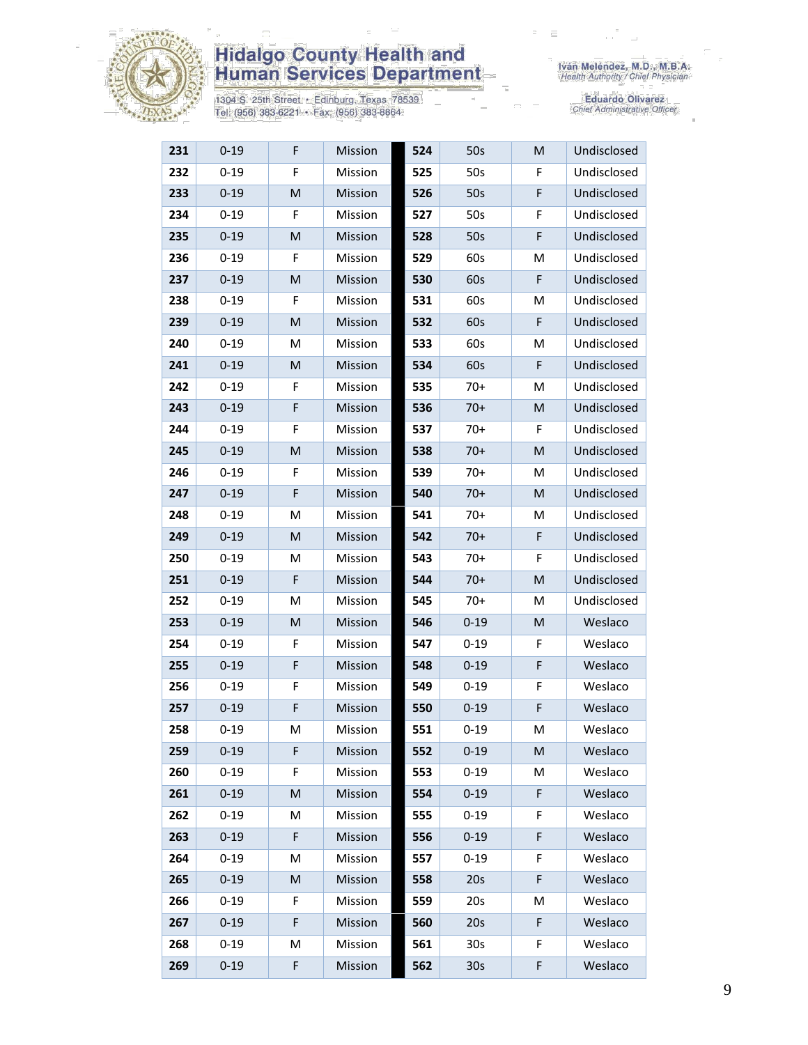| 231 | 0-19 | F | Mission | 524 | 50s | M | Undisclosed |
|---|---|---|---|---|---|---|---|
| 232 | 0-19 | F | Mission | 525 | 50s | F | Undisclosed |
| 233 | 0-19 | M | Mission | 526 | 50s | F | Undisclosed |
| 234 | 0-19 | F | Mission | 527 | 50s | F | Undisclosed |
| 235 | 0-19 | M | Mission | 528 | 50s | F | Undisclosed |
| 236 | 0-19 | F | Mission | 529 | 60s | M | Undisclosed |
| 237 | 0-19 | M | Mission | 530 | 60s | F | Undisclosed |
| 238 | 0-19 | F | Mission | 531 | 60s | M | Undisclosed |
| 239 | 0-19 | M | Mission | 532 | 60s | F | Undisclosed |
| 240 | 0-19 | M | Mission | 533 | 60s | M | Undisclosed |
| 241 | 0-19 | M | Mission | 534 | 60s | F | Undisclosed |
| 242 | 0-19 | F | Mission | 535 | 70+ | M | Undisclosed |
| 243 | 0-19 | F | Mission | 536 | 70+ | M | Undisclosed |
| 244 | 0-19 | F | Mission | 537 | 70+ | F | Undisclosed |
| 245 | 0-19 | M | Mission | 538 | 70+ | M | Undisclosed |
| 246 | 0-19 | F | Mission | 539 | 70+ | M | Undisclosed |
| 247 | 0-19 | F | Mission | 540 | 70+ | M | Undisclosed |
| 248 | 0-19 | M | Mission | 541 | 70+ | M | Undisclosed |
| 249 | 0-19 | M | Mission | 542 | 70+ | F | Undisclosed |
| 250 | 0-19 | M | Mission | 543 | 70+ | F | Undisclosed |
| 251 | 0-19 | F | Mission | 544 | 70+ | M | Undisclosed |
| 252 | 0-19 | M | Mission | 545 | 70+ | M | Undisclosed |
| 253 | 0-19 | M | Mission | 546 | 0-19 | M | Weslaco |
| 254 | 0-19 | F | Mission | 547 | 0-19 | F | Weslaco |
| 255 | 0-19 | F | Mission | 548 | 0-19 | F | Weslaco |
| 256 | 0-19 | F | Mission | 549 | 0-19 | F | Weslaco |
| 257 | 0-19 | F | Mission | 550 | 0-19 | F | Weslaco |
| 258 | 0-19 | M | Mission | 551 | 0-19 | M | Weslaco |
| 259 | 0-19 | F | Mission | 552 | 0-19 | M | Weslaco |
| 260 | 0-19 | F | Mission | 553 | 0-19 | M | Weslaco |
| 261 | 0-19 | M | Mission | 554 | 0-19 | F | Weslaco |
| 262 | 0-19 | M | Mission | 555 | 0-19 | F | Weslaco |
| 263 | 0-19 | F | Mission | 556 | 0-19 | F | Weslaco |
| 264 | 0-19 | M | Mission | 557 | 0-19 | F | Weslaco |
| 265 | 0-19 | M | Mission | 558 | 20s | F | Weslaco |
| 266 | 0-19 | F | Mission | 559 | 20s | M | Weslaco |
| 267 | 0-19 | F | Mission | 560 | 20s | F | Weslaco |
| 268 | 0-19 | M | Mission | 561 | 30s | F | Weslaco |
| 269 | 0-19 | F | Mission | 562 | 30s | F | Weslaco |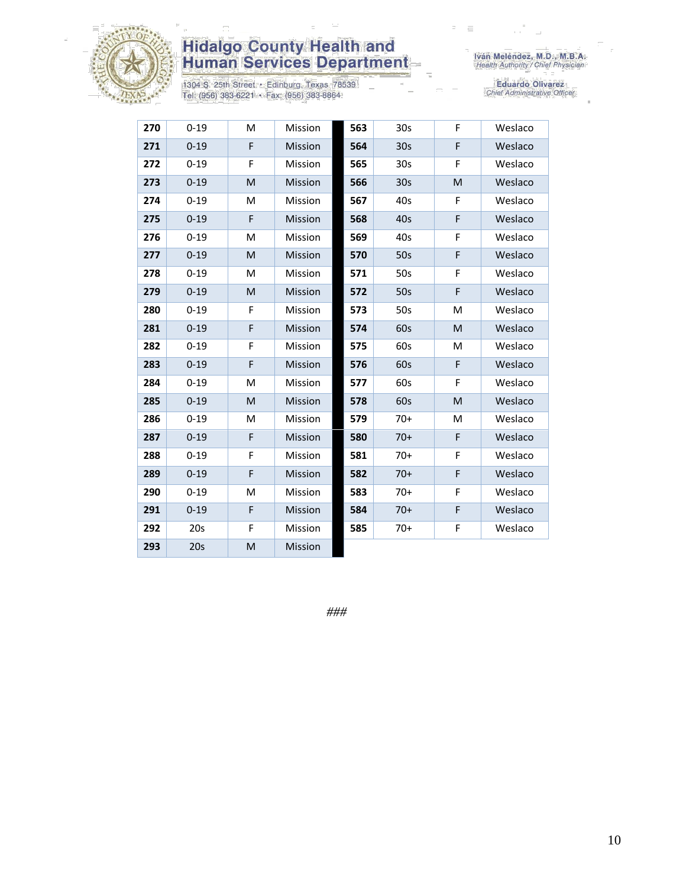| | | | |
|---|---|---|---|
| **270** | 0-19 | M | Mission |
| **271** | 0-19 | F | Mission |
| **272** | 0-19 | F | Mission |
| **273** | 0-19 | M | Mission |
| **274** | 0-19 | M | Mission |
| **275** | 0-19 | F | Mission |
| **276** | 0-19 | M | Mission |
| **277** | 0-19 | M | Mission |
| **278** | 0-19 | M | Mission |
| **279** | 0-19 | M | Mission |
| **280** | 0-19 | F | Mission |
| **281** | 0-19 | F | Mission |
| **282** | 0-19 | F | Mission |
| **283** | 0-19 | F | Mission |
| **284** | 0-19 | M | Mission |
| **285** | 0-19 | M | Mission |
| **286** | 0-19 | M | Mission |
| **287** | 0-19 | F | Mission |
| **288** | 0-19 | F | Mission |
| **289** | 0-19 | F | Mission |
| **290** | 0-19 | M | Mission |
| **291** | 0-19 | F | Mission |
| **292** | 20s | F | Mission |
| **293** | 20s | M | Mission |
| **563** | 30s | F | Weslaco |
| **564** | 30s | F | Weslaco |
| **565** | 30s | F | Weslaco |
| **566** | 30s | M | Weslaco |
| **567** | 40s | F | Weslaco |
| **568** | 40s | F | Weslaco |
| **569** | 40s | F | Weslaco |
| **570** | 50s | F | Weslaco |
| **571** | 50s | F | Weslaco |
| **572** | 50s | F | Weslaco |
| **573** | 50s | M | Weslaco |
| **574** | 60s | M | Weslaco |
| **575** | 60s | M | Weslaco |
| **576** | 60s | F | Weslaco |
| **577** | 60s | F | Weslaco |
| **578** | 60s | M | Weslaco |
| **579** | 70+ | M | Weslaco |
| **580** | 70+ | F | Weslaco |
| **581** | 70+ | F | Weslaco |
| **582** | 70+ | F | Weslaco |
| **583** | 70+ | F | Weslaco |
| **584** | 70+ | F | Weslaco |
| **585** | 70+ | F | Weslaco |

*###*